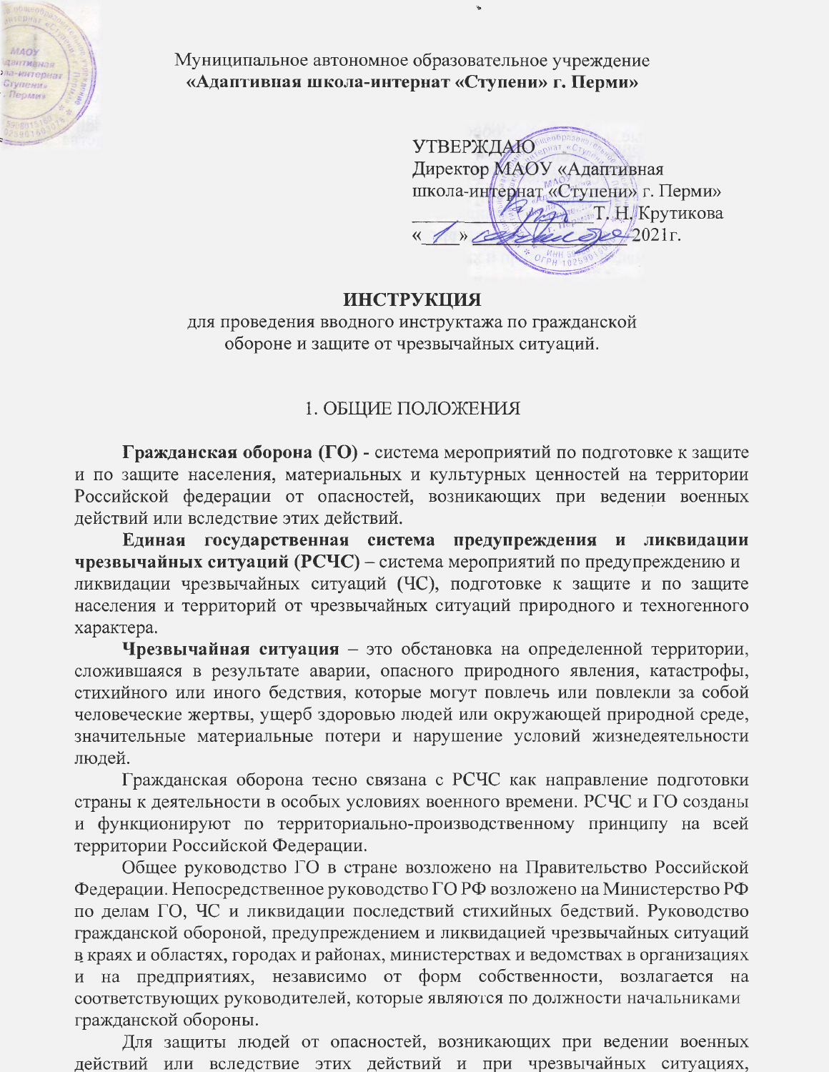Муниципальное автономное образовательное учреждение
**«Адаптивная школа-интернат «Ступени» г. Перми»**

УТВЕРЖДАЮ
Директор МАОУ «Адаптивная
школа-интернат «Ступени» г. Перми»
_________ Т. Н. Крутикова
«\_1\_» ____________ 2021г.

# ИНСТРУКЦИЯ

для проведения вводного инструктажа по гражданской обороне и защите от чрезвычайных ситуаций.

## 1. ОБЩИЕ ПОЛОЖЕНИЯ

**Гражданская оборона (ГО) -** система мероприятий по подготовке к защите и по защите населения, материальных и культурных ценностей на территории Российской федерации от опасностей, возникающих при ведении военных действий или вследствие этих действий.

**Единая государственная система предупреждения и ликвидации чрезвычайных ситуаций (РСЧС)** – система мероприятий по предупреждению и ликвидации чрезвычайных ситуаций (ЧС), подготовке к защите и по защите населения и территорий от чрезвычайных ситуаций природного и техногенного характера.

**Чрезвычайная ситуация** – это обстановка на определенной территории, сложившаяся в результате аварии, опасного природного явления, катастрофы, стихийного или иного бедствия, которые могут повлечь или повлекли за собой человеческие жертвы, ущерб здоровью людей или окружающей природной среде, значительные материальные потери и нарушение условий жизнедеятельности людей.

Гражданская оборона тесно связана с РСЧС как направление подготовки страны к деятельности в особых условиях военного времени. РСЧС и ГО созданы и функционируют по территориально-производственному принципу на всей территории Российской Федерации.

Общее руководство ГО в стране возложено на Правительство Российской Федерации. Непосредственное руководство ГО РФ возложено на Министерство РФ по делам ГО, ЧС и ликвидации последствий стихийных бедствий. Руководство гражданской обороной, предупреждением и ликвидацией чрезвычайных ситуаций в краях и областях, городах и районах, министерствах и ведомствах в организациях и на предприятиях, независимо от форм собственности, возлагается на соответствующих руководителей, которые являются по должности начальниками гражданской обороны.

Для защиты людей от опасностей, возникающих при ведении военных действий или вследствие этих действий и при чрезвычайных ситуациях,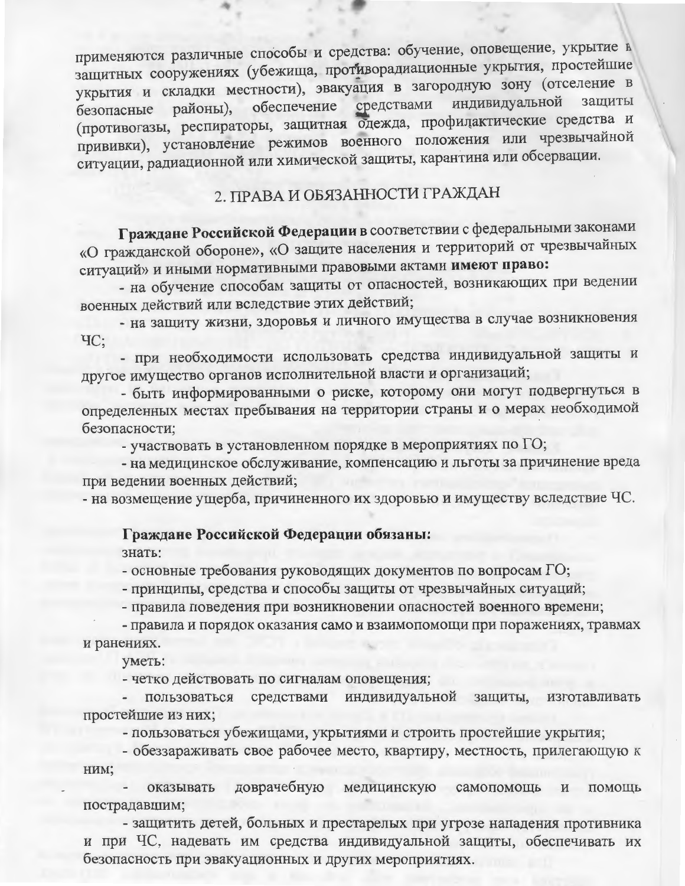применяются различные способы и средства: обучение, оповещение, укрытие в защитных сооружениях (убежища, противорадиационные укрытия, простейшие укрытия и складки местности), эвакуация в загородную зону (отселение в безопасные районы), обеспечение средствами индивидуальной защиты (противогазы, респираторы, защитная одежда, профилактические средства и прививки), установление режимов военного положения или чрезвычайной ситуации, радиационной или химической защиты, карантина или обсервации.

## 2. ПРАВА И ОБЯЗАННОСТИ ГРАЖДАН

**Граждане Российской Федерации** в соответствии с федеральными законами «О гражданской обороне», «О защите населения и территорий от чрезвычайных ситуаций» и иными нормативными правовыми актами **имеют право:**

- на обучение способам защиты от опасностей, возникающих при ведении военных действий или вследствие этих действий;
- на защиту жизни, здоровья и личного имущества в случае возникновения ЧС;
- при необходимости использовать средства индивидуальной защиты и другое имущество органов исполнительной власти и организаций;
- быть информированными о риске, которому они могут подвергнуться в определенных местах пребывания на территории страны и о мерах необходимой безопасности;
- участвовать в установленном порядке в мероприятиях по ГО;
- на медицинское обслуживание, компенсацию и льготы за причинение вреда при ведении военных действий;
- на возмещение ущерба, причиненного их здоровью и имуществу вследствие ЧС.

**Граждане Российской Федерации обязаны:**

знать:

- основные требования руководящих документов по вопросам ГО;
- принципы, средства и способы защиты от чрезвычайных ситуаций;
- правила поведения при возникновении опасностей военного времени;
- правила и порядок оказания само и взаимопомощи при поражениях, травмах и ранениях.

уметь:

- четко действовать по сигналам оповещения;
- пользоваться средствами индивидуальной защиты, изготавливать простейшие из них;
- пользоваться убежищами, укрытиями и строить простейшие укрытия;
- обеззараживать свое рабочее место, квартиру, местность, прилегающую к ним;
- оказывать доврачебную медицинскую самопомощь и помощь пострадавшим;
- защитить детей, больных и престарелых при угрозе нападения противника и при ЧС, надевать им средства индивидуальной защиты, обеспечивать их безопасность при эвакуационных и других мероприятиях.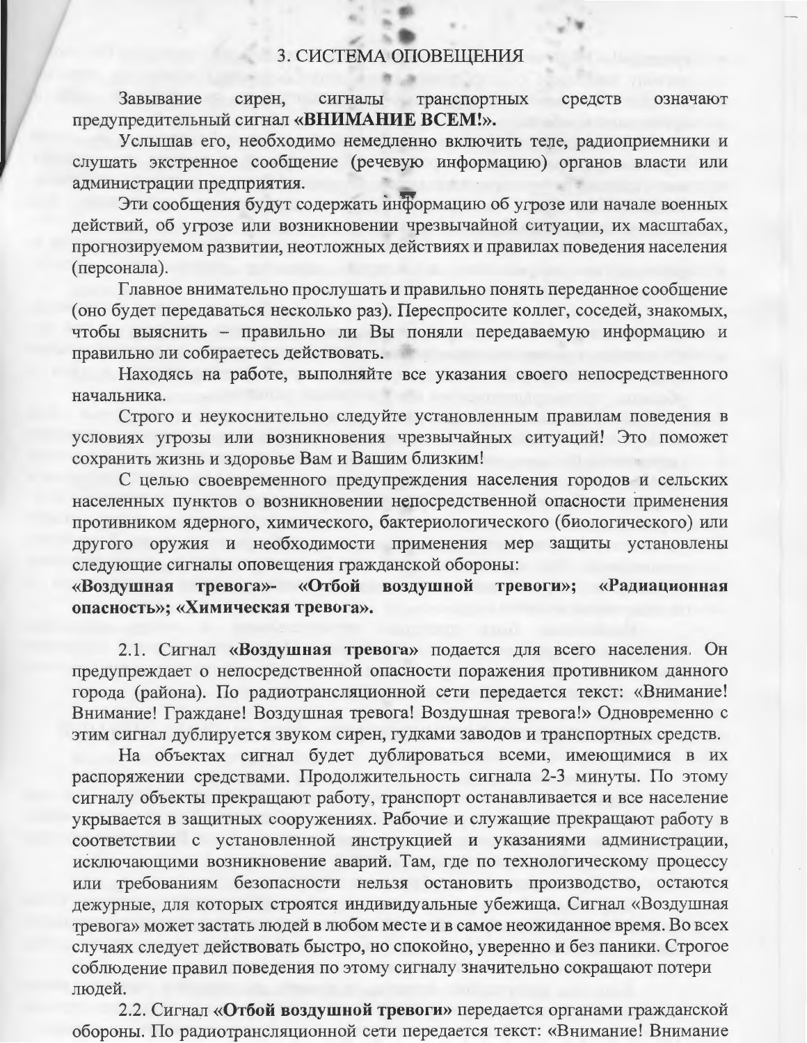# 3. СИСТЕМА ОПОВЕЩЕНИЯ

Завывание сирен, сигналы транспортных средств означают предупредительный сигнал **«ВНИМАНИЕ ВСЕМ!»**.

Услышав его, необходимо немедленно включить теле, радиоприемники и слушать экстренное сообщение (речевую информацию) органов власти или администрации предприятия.

Эти сообщения будут содержать информацию об угрозе или начале военных действий, об угрозе или возникновении чрезвычайной ситуации, их масштабах, прогнозируемом развитии, неотложных действиях и правилах поведения населения (персонала).

Главное внимательно прослушать и правильно понять переданное сообщение (оно будет передаваться несколько раз). Переспросите коллег, соседей, знакомых, чтобы выяснить – правильно ли Вы поняли передаваемую информацию и правильно ли собираетесь действовать.

Находясь на работе, выполняйте все указания своего непосредственного начальника.

Строго и неукоснительно следуйте установленным правилам поведения в условиях угрозы или возникновения чрезвычайных ситуаций! Это поможет сохранить жизнь и здоровье Вам и Вашим близким!

С целью своевременного предупреждения населения городов и сельских населенных пунктов о возникновении непосредственной опасности применения противником ядерного, химического, бактериологического (биологического) или другого оружия и необходимости применения мер защиты установлены следующие сигналы оповещения гражданской обороны:
**«Воздушная тревога»- «Отбой воздушной тревоги»; «Радиационная опасность»; «Химическая тревога».**

2.1. Сигнал **«Воздушная тревога»** подается для всего населения. Он предупреждает о непосредственной опасности поражения противником данного города (района). По радиотрансляционной сети передается текст: «Внимание! Внимание! Граждане! Воздушная тревога! Воздушная тревога!» Одновременно с этим сигнал дублируется звуком сирен, гудками заводов и транспортных средств.

На объектах сигнал будет дублироваться всеми, имеющимися в их распоряжении средствами. Продолжительность сигнала 2-3 минуты. По этому сигналу объекты прекращают работу, транспорт останавливается и все население укрывается в защитных сооружениях. Рабочие и служащие прекращают работу в соответствии с установленной инструкцией и указаниями администрации, исключающими возникновение аварий. Там, где по технологическому процессу или требованиям безопасности нельзя остановить производство, остаются дежурные, для которых строятся индивидуальные убежища. Сигнал «Воздушная тревога» может застать людей в любом месте и в самое неожиданное время. Во всех случаях следует действовать быстро, но спокойно, уверенно и без паники. Строгое соблюдение правил поведения по этому сигналу значительно сокращают потери людей.

2.2. Сигнал **«Отбой воздушной тревоги»** передается органами гражданской обороны. По радиотрансляционной сети передается текст: «Внимание! Внимание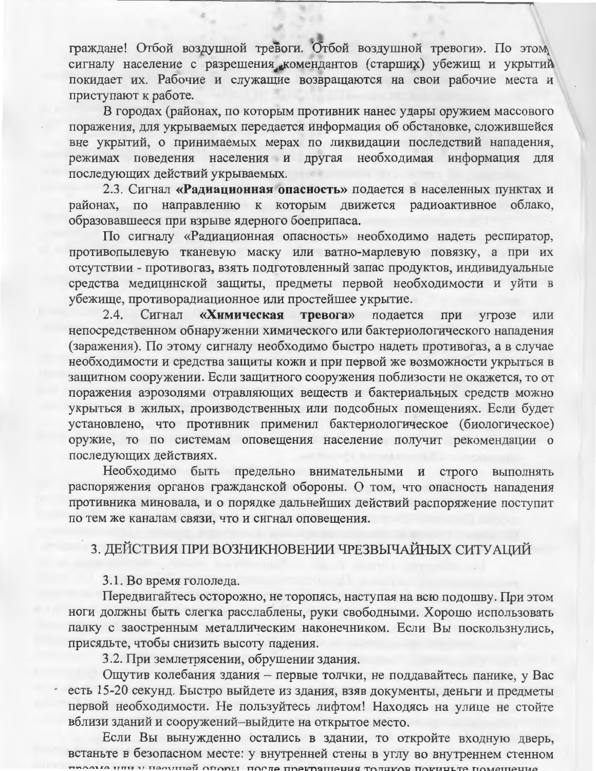граждане! Отбой воздушной тревоги. Отбой воздушной тревоги». По этому сигналу население с разрешения комендантов (старших) убежищ и укрытий покидает их. Рабочие и служащие возвращаются на свои рабочие места и приступают к работе.

В городах (районах, по которым противник нанес удары оружием массового поражения, для укрываемых передается информация об обстановке, сложившейся вне укрытий, о принимаемых мерах по ликвидации последствий нападения, режимах поведения населения и другая необходимая информация для последующих действий укрываемых.

2.3. Сигнал **«Радиационная опасность»** подается в населенных пунктах и районах, по направлению к которым движется радиоактивное облако, образовавшееся при взрыве ядерного боеприпаса.

По сигналу «Радиационная опасность» необходимо надеть респиратор, противопылевую тканевую маску или ватно-марлевую повязку, а при их отсутствии - противогаз, взять подготовленный запас продуктов, индивидуальные средства медицинской защиты, предметы первой необходимости и уйти в убежище, противорадиационное или простейшее укрытие.

2.4. Сигнал **«Химическая тревога»** подается при угрозе или непосредственном обнаружении химического или бактериологического нападения (заражения). По этому сигналу необходимо быстро надеть противогаз, а в случае необходимости и средства защиты кожи и при первой же возможности укрыться в защитном сооружении. Если защитного сооружения поблизости не окажется, то от поражения аэрозолями отравляющих веществ и бактериальных средств можно укрыться в жилых, производственных или подсобных помещениях. Если будет установлено, что противник применил бактериологическое (биологическое) оружие, то по системам оповещения население получит рекомендации о последующих действиях.

Необходимо быть предельно внимательными и строго выполнять распоряжения органов гражданской обороны. О том, что опасность нападения противника миновала, и о порядке дальнейших действий распоряжение поступит по тем же каналам связи, что и сигнал оповещения.

## 3. ДЕЙСТВИЯ ПРИ ВОЗНИКНОВЕНИИ ЧРЕЗВЫЧАЙНЫХ СИТУАЦИЙ

3.1. Во время гололеда.

Передвигайтесь осторожно, не торопясь, наступая на всю подошву. При этом ноги должны быть слегка расслаблены, руки свободными. Хорошо использовать палку с заостренным металлическим наконечником. Если Вы поскользнулись, присядьте, чтобы снизить высоту падения.

3.2. При землетрясении, обрушении здания.

Ощутив колебания здания – первые толчки, не поддавайтесь панике, у Вас есть 15-20 секунд. Быстро выйдете из здания, взяв документы, деньги и предметы первой необходимости. Не пользуйтесь лифтом! Находясь на улице не стойте вблизи зданий и сооружений–выйдите на открытое место.

Если Вы вынужденно остались в здании, то откройте входную дверь, встаньте в безопасном месте: у внутренней стены в углу во внутреннем стенном проеме или у несущей опоры, после прекращения толчков покиньте помещение.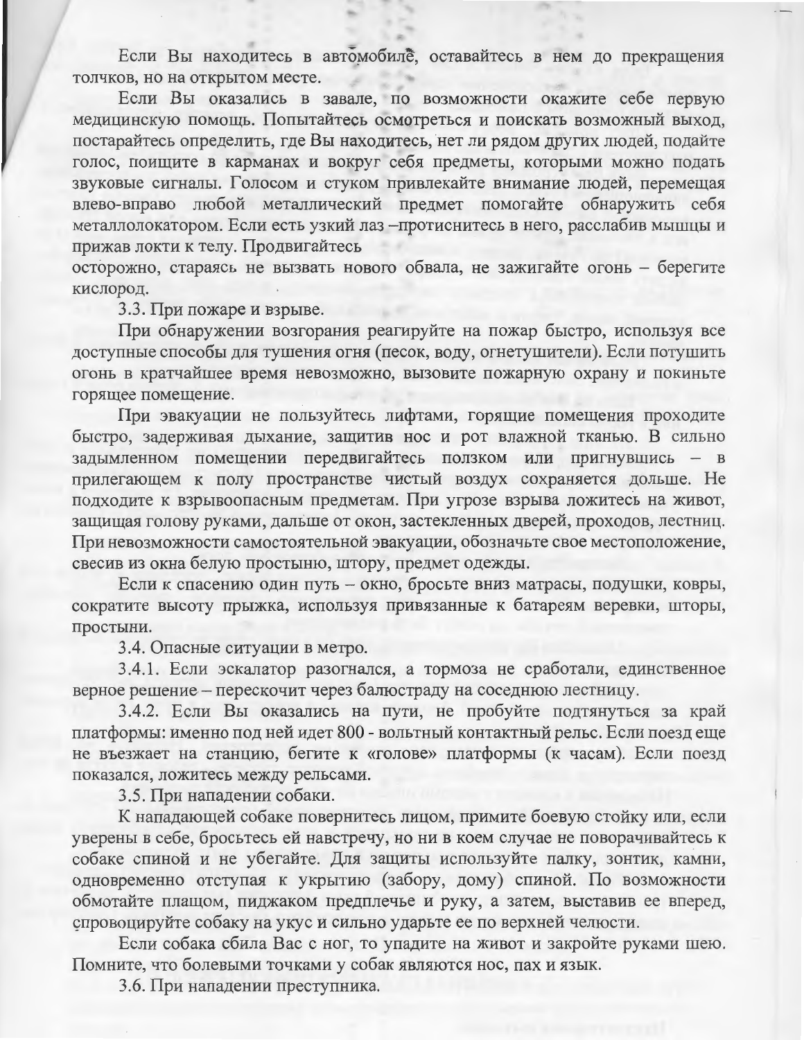Если Вы находитесь в автомобиле, оставайтесь в нем до прекращения толчков, но на открытом месте.

Если Вы оказались в завале, по возможности окажите себе первую медицинскую помощь. Попытайтесь осмотреться и поискать возможный выход, постарайтесь определить, где Вы находитесь, нет ли рядом других людей, подайте голос, поищите в карманах и вокруг себя предметы, которыми можно подать звуковые сигналы. Голосом и стуком привлекайте внимание людей, перемещая влево-вправо любой металлический предмет помогайте обнаружить себя металлолокатором. Если есть узкий лаз –протиснитесь в него, расслабив мышцы и прижав локти к телу. Продвигайтесь осторожно, стараясь не вызвать нового обвала, не зажигайте огонь – берегите кислород.

3.3. При пожаре и взрыве.

При обнаружении возгорания реагируйте на пожар быстро, используя все доступные способы для тушения огня (песок, воду, огнетушители). Если потушить огонь в кратчайшее время невозможно, вызовите пожарную охрану и покиньте горящее помещение.

При эвакуации не пользуйтесь лифтами, горящие помещения проходите быстро, задерживая дыхание, защитив нос и рот влажной тканью. В сильно задымленном помещении передвигайтесь ползком или пригнувшись – в прилегающем к полу пространстве чистый воздух сохраняется дольше. Не подходите к взрывоопасным предметам. При угрозе взрыва ложитесь на живот, защищая голову руками, дальше от окон, застекленных дверей, проходов, лестниц. При невозможности самостоятельной эвакуации, обозначьте свое местоположение, свесив из окна белую простыню, штору, предмет одежды.

Если к спасению один путь – окно, бросьте вниз матрасы, подушки, ковры, сократите высоту прыжка, используя привязанные к батареям веревки, шторы, простыни.

3.4. Опасные ситуации в метро.

3.4.1. Если эскалатор разогнался, а тормоза не сработали, единственное верное решение – пересскочит через балюстраду на соседнюю лестницу.

3.4.2. Если Вы оказались на пути, не пробуйте подтянуться за край платформы: именно под ней идет 800 - вольтный контактный рельс. Если поезд еще не въезжает на станцию, бегите к «голове» платформы (к часам). Если поезд показался, ложитесь между рельсами.

3.5. При нападении собаки.

К нападающей собаке повернитесь лицом, примите боевую стойку или, если уверены в себе, бросьтесь ей навстречу, но ни в коем случае не поворачивайтесь к собаке спиной и не убегайте. Для защиты используйте палку, зонтик, камни, одновременно отступая к укрытию (забору, дому) спиной. По возможности обмотайте плащом, пиджаком предплечье и руку, а затем, выставив ее вперед, спровоцируйте собаку на укус и сильно ударьте ее по верхней челюсти.

Если собака сбила Вас с ног, то упадите на живот и закройте руками шею. Помните, что болевыми точками у собак являются нос, пах и язык.

3.6. При нападении преступника.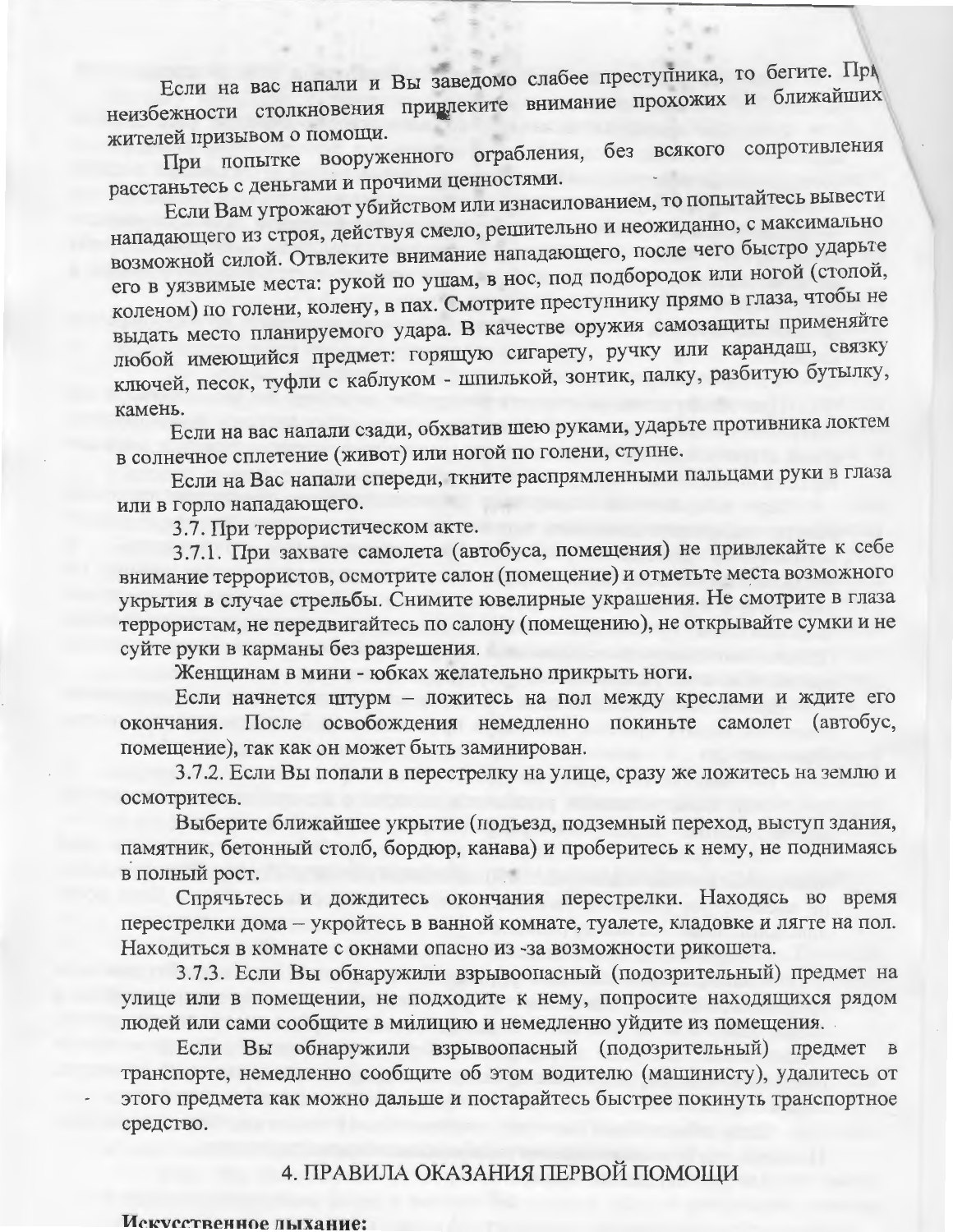Если на вас напали и Вы заведомо слабее преступника, то бегите. При неизбежности столкновения привлеките внимание прохожих и ближайших жителей призывом о помощи.

При попытке вооруженного ограбления, без всякого сопротивления расстаньтесь с деньгами и прочими ценностями.

Если Вам угрожают убийством или изнасилованием, то попытайтесь вывести нападающего из строя, действуя смело, решительно и неожиданно, с максимально возможной силой. Отвлеките внимание нападающего, после чего быстро ударьте его в уязвимые места: рукой по ушам, в нос, под подбородок или ногой (стопой, коленом) по голени, колену, в пах. Смотрите преступнику прямо в глаза, чтобы не выдать место планируемого удара. В качестве оружия самозащиты применяйте любой имеющийся предмет: горящую сигарету, ручку или карандаш, связку ключей, песок, туфли с каблуком - шпилькой, зонтик, палку, разбитую бутылку, камень.

Если на вас напали сзади, обхватив шею руками, ударьте противника локтем в солнечное сплетение (живот) или ногой по голени, ступне.

Если на Вас напали спереди, ткните распрямленными пальцами руки в глаза или в горло нападающего.

3.7. При террористическом акте.

3.7.1. При захвате самолета (автобуса, помещения) не привлекайте к себе внимание террористов, осмотрите салон (помещение) и отметьте места возможного укрытия в случае стрельбы. Снимите ювелирные украшения. Не смотрите в глаза террористам, не передвигайтесь по салону (помещению), не открывайте сумки и не суйте руки в карманы без разрешения.

Женщинам в мини - юбках желательно прикрыть ноги.

Если начнется штурм – ложитесь на пол между креслами и ждите его окончания. После освобождения немедленно покиньте самолет (автобус, помещение), так как он может быть заминирован.

3.7.2. Если Вы попали в перестрелку на улице, сразу же ложитесь на землю и осмотритесь.

Выберите ближайшее укрытие (подъезд, подземный переход, выступ здания, памятник, бетонный столб, бордюр, канава) и проберитесь к нему, не поднимаясь в полный рост.

Спрячьтесь и дождитесь окончания перестрелки. Находясь во время перестрелки дома – укройтесь в ванной комнате, туалете, кладовке и лягте на пол. Находиться в комнате с окнами опасно из-за возможности рикошета.

3.7.3. Если Вы обнаружили взрывоопасный (подозрительный) предмет на улице или в помещении, не подходите к нему, попросите находящихся рядом людей или сами сообщите в милицию и немедленно уйдите из помещения.

Если Вы обнаружили взрывоопасный (подозрительный) предмет в транспорте, немедленно сообщите об этом водителю (машинисту), удалитесь от этого предмета как можно дальше и постарайтесь быстрее покинуть транспортное средство.

## 4. ПРАВИЛА ОКАЗАНИЯ ПЕРВОЙ ПОМОЩИ

**Искусственное дыхание:**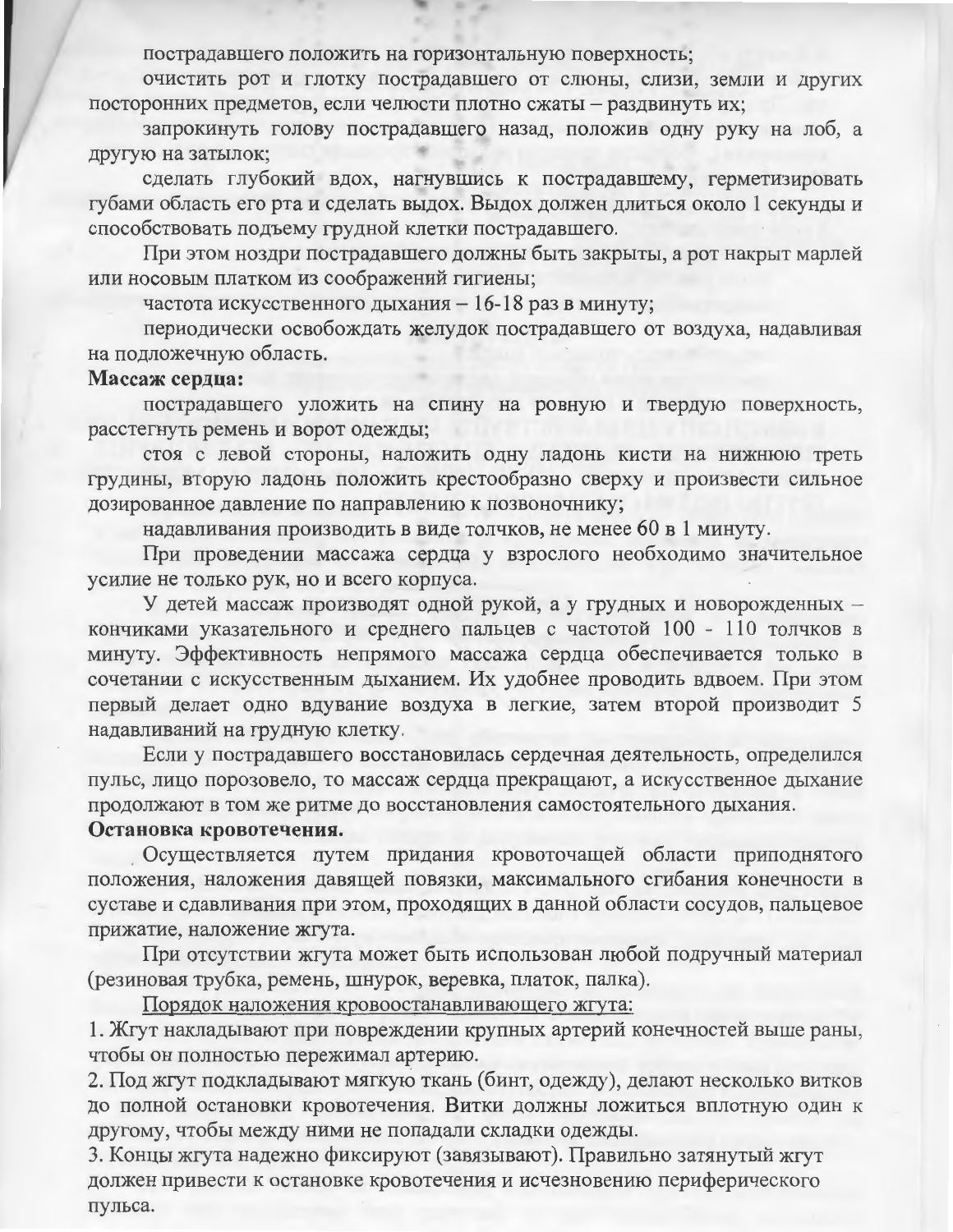пострадавшего положить на горизонтальную поверхность;

очистить рот и глотку пострадавшего от слюны, слизи, земли и других посторонних предметов, если челюсти плотно сжаты – раздвинуть их;

запрокинуть голову пострадавшего назад, положив одну руку на лоб, а другую на затылок;

сделать глубокий вдох, нагнувшись к пострадавшему, герметизировать губами область его рта и сделать выдох. Выдох должен длиться около 1 секунды и способствовать подъему грудной клетки пострадавшего.

При этом ноздри пострадавшего должны быть закрыты, а рот накрыт марлей или носовым платком из соображений гигиены;

частота искусственного дыхания – 16-18 раз в минуту;

периодически освобождать желудок пострадавшего от воздуха, надавливая на подложечную область.

**Массаж сердца:**

пострадавшего уложить на спину на ровную и твердую поверхность, расстегнуть ремень и ворот одежды;

стоя с левой стороны, наложить одну ладонь кисти на нижнюю треть грудины, вторую ладонь положить крестообразно сверху и произвести сильное дозированное давление по направлению к позвоночнику;

надавливания производить в виде толчков, не менее 60 в 1 минуту.

При проведении массажа сердца у взрослого необходимо значительное усилие не только рук, но и всего корпуса.

У детей массаж производят одной рукой, а у грудных и новорожденных – кончиками указательного и среднего пальцев с частотой 100 - 110 толчков в минуту. Эффективность непрямого массажа сердца обеспечивается только в сочетании с искусственным дыханием. Их удобнее проводить вдвоем. При этом первый делает одно вдувание воздуха в легкие, затем второй производит 5 надавливаний на грудную клетку.

Если у пострадавшего восстановилась сердечная деятельность, определился пульс, лицо порозовело, то массаж сердца прекращают, а искусственное дыхание продолжают в том же ритме до восстановления самостоятельного дыхания.

**Остановка кровотечения.**

Осуществляется путем придания кровоточащей области приподнятого положения, наложения давящей повязки, максимального сгибания конечности в суставе и сдавливания при этом, проходящих в данной области сосудов, пальцевое прижатие, наложение жгута.

При отсутствии жгута может быть использован любой подручный материал (резиновая трубка, ремень, шнурок, веревка, платок, палка).

<u>Порядок наложения кровоостанавливающего жгута:</u>

1. Жгут накладывают при повреждении крупных артерий конечностей выше раны, чтобы он полностью пережимал артерию.
2. Под жгут подкладывают мягкую ткань (бинт, одежду), делают несколько витков до полной остановки кровотечения. Витки должны ложиться вплотную один к другому, чтобы между ними не попадали складки одежды.
3. Концы жгута надежно фиксируют (завязывают). Правильно затянутый жгут должен привести к остановке кровотечения и исчезновению периферического пульса.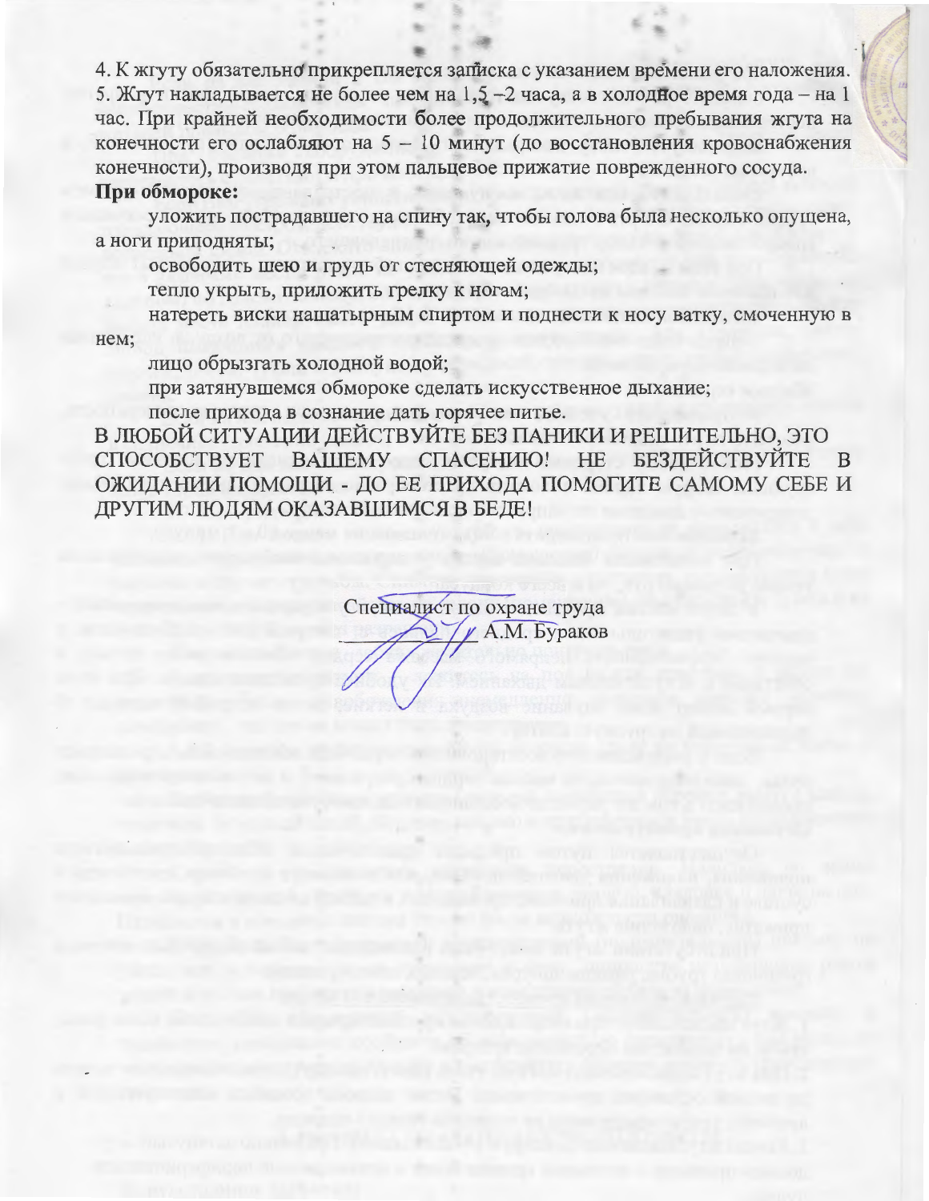4. К жгуту обязательно прикрепляется записка с указанием времени его наложения.
5. Жгут накладывается не более чем на 1,5 –2 часа, а в холодное время года – на 1 час. При крайней необходимости более продолжительного пребывания жгута на конечности его ослабляют на 5 – 10 минут (до восстановления кровоснабжения конечности), производя при этом пальцевое прижатие поврежденного сосуда.

**При обмороке:**

уложить пострадавшего на спину так, чтобы голова была несколько опущена, а ноги приподняты;

освободить шею и грудь от стесняющей одежды;

тепло укрыть, приложить грелку к ногам;

натереть виски нашатырным спиртом и поднести к носу ватку, смоченную в нем;

лицо обрызгать холодной водой;

при затянувшемся обмороке сделать искусственное дыхание;

после прихода в сознание дать горячее питье.

В ЛЮБОЙ СИТУАЦИИ ДЕЙСТВУЙТЕ БЕЗ ПАНИКИ И РЕШИТЕЛЬНО, ЭТО СПОСОБСТВУЕТ ВАШЕМУ СПАСЕНИЮ! НЕ БЕЗДЕЙСТВУЙТЕ В ОЖИДАНИИ ПОМОЩИ - ДО ЕЕ ПРИХОДА ПОМОГИТЕ САМОМУ СЕБЕ И ДРУГИМ ЛЮДЯМ ОКАЗАВШИМСЯ В БЕДЕ!

Специалист по охране труда
_______________ А.М. Бураков